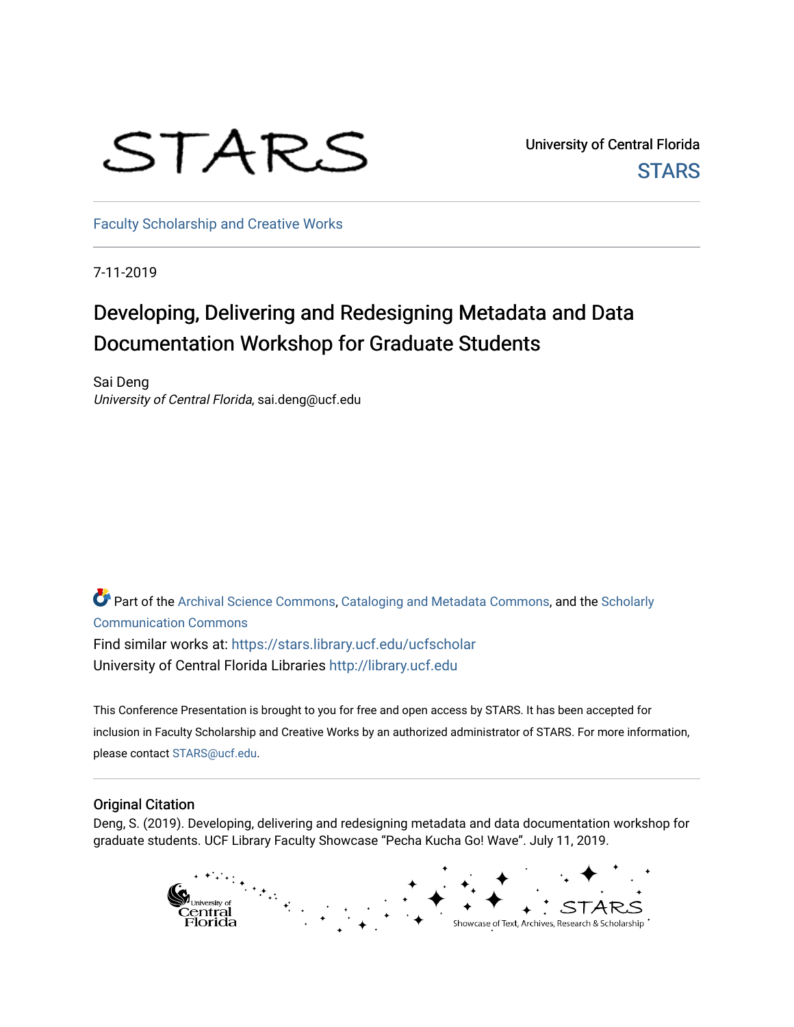STARS

University of Central Florida
STARS

Faculty Scholarship and Creative Works

7-11-2019

# Developing, Delivering and Redesigning Metadata and Data Documentation Workshop for Graduate Students

Sai Deng
*University of Central Florida*, sai.deng@ucf.edu

Part of the Archival Science Commons, Cataloging and Metadata Commons, and the Scholarly Communication Commons

Find similar works at: https://stars.library.ucf.edu/ucfscholar
University of Central Florida Libraries http://library.ucf.edu

This Conference Presentation is brought to you for free and open access by STARS. It has been accepted for inclusion in Faculty Scholarship and Creative Works by an authorized administrator of STARS. For more information, please contact STARS@ucf.edu.

## Original Citation

Deng, S. (2019). Developing, delivering and redesigning metadata and data documentation workshop for graduate students. UCF Library Faculty Showcase "Pecha Kucha Go! Wave". July 11, 2019.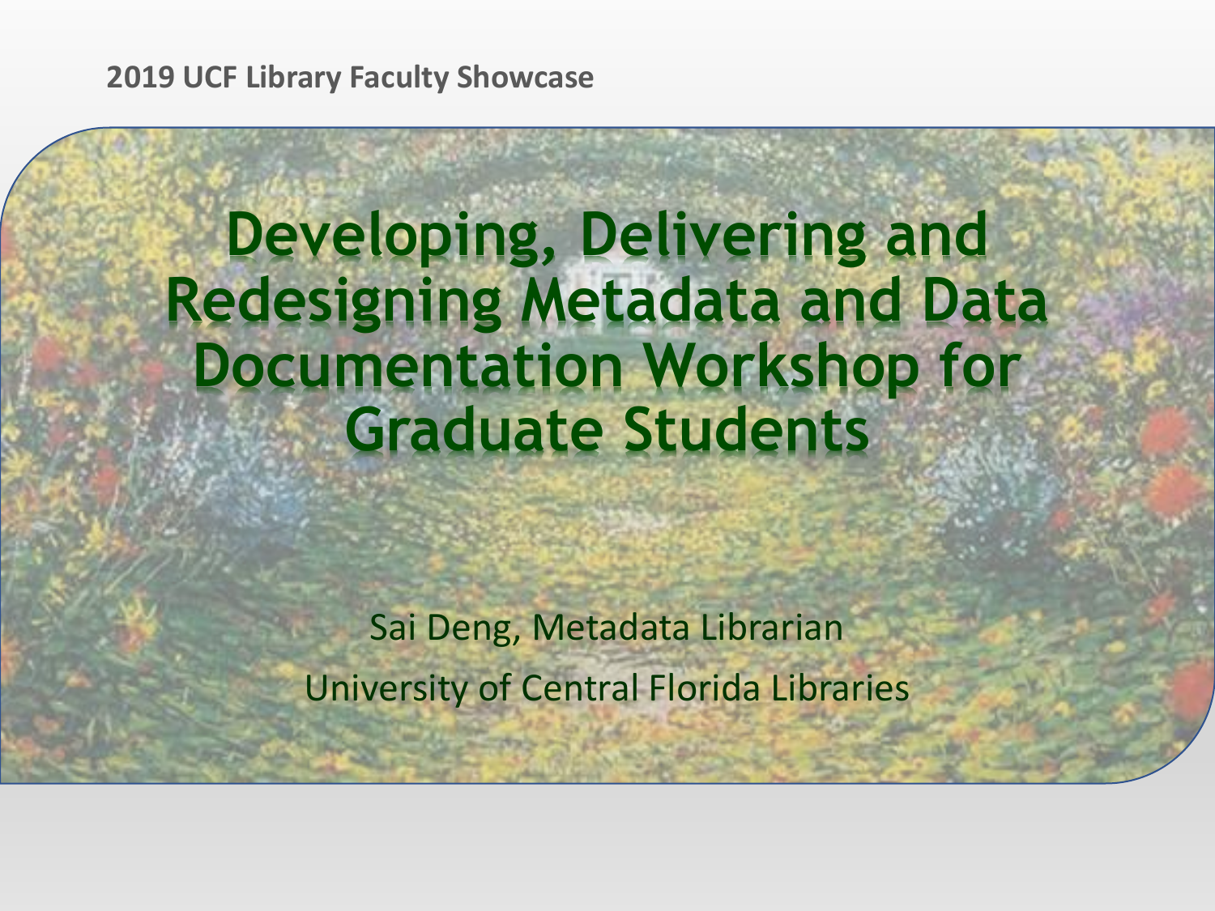2019 UCF Library Faculty Showcase

# Developing, Delivering and Redesigning Metadata and Data Documentation Workshop for Graduate Students

Sai Deng, Metadata Librarian

University of Central Florida Libraries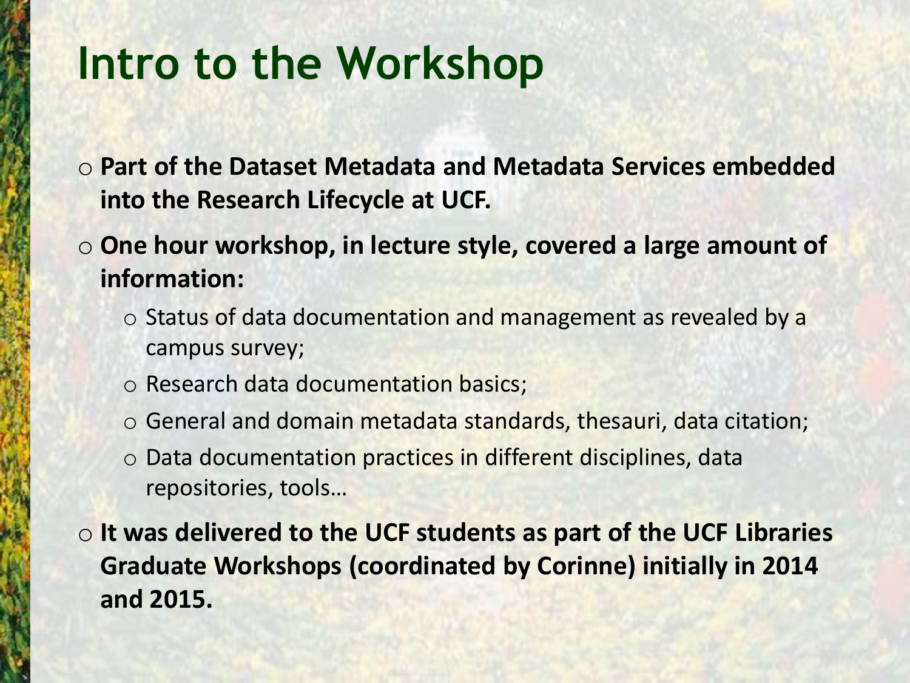# Intro to the Workshop

- **Part of the Dataset Metadata and Metadata Services embedded into the Research Lifecycle at UCF.**
- **One hour workshop, in lecture style, covered a large amount of information:**
  - Status of data documentation and management as revealed by a campus survey;
  - Research data documentation basics;
  - General and domain metadata standards, thesauri, data citation;
  - Data documentation practices in different disciplines, data repositories, tools…
- **It was delivered to the UCF students as part of the UCF Libraries Graduate Workshops (coordinated by Corinne) initially in 2014 and 2015.**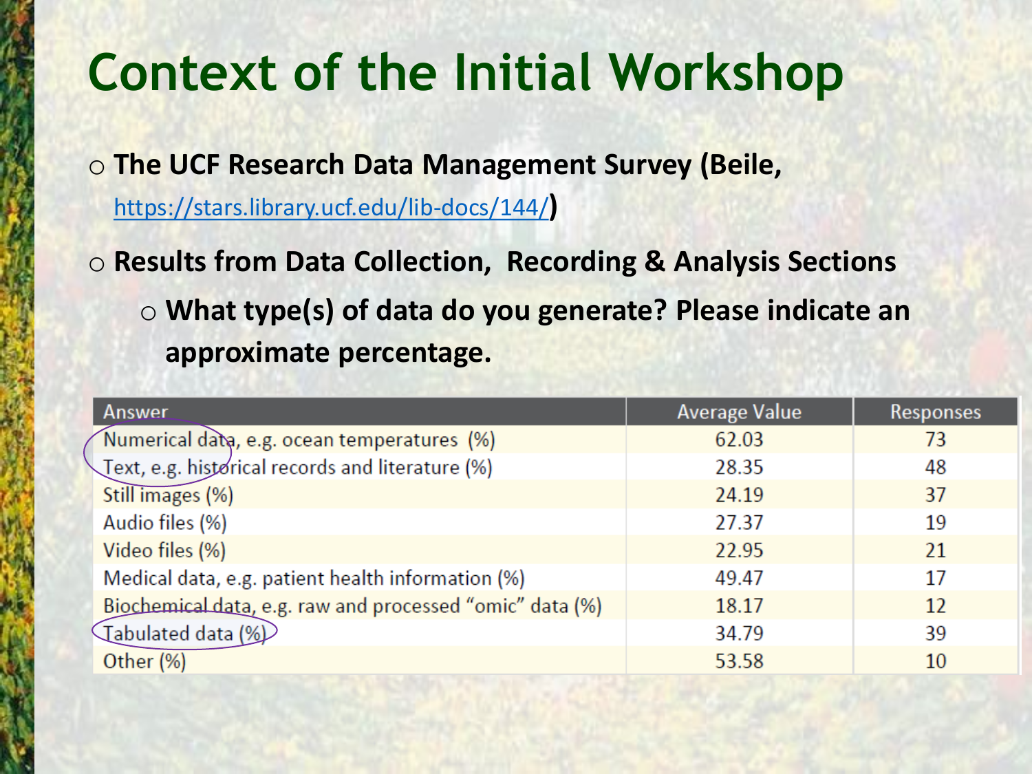# Context of the Initial Workshop

- **The UCF Research Data Management Survey (Beile, https://stars.library.ucf.edu/lib-docs/144/)**
- **Results from Data Collection, Recording & Analysis Sections**
  - **What type(s) of data do you generate? Please indicate an approximate percentage.**

| Answer | Average Value | Responses |
|---|---|---|
| Numerical data, e.g. ocean temperatures (%) | 62.03 | 73 |
| Text, e.g. historical records and literature (%) | 28.35 | 48 |
| Still images (%) | 24.19 | 37 |
| Audio files (%) | 27.37 | 19 |
| Video files (%) | 22.95 | 21 |
| Medical data, e.g. patient health information (%) | 49.47 | 17 |
| Biochemical data, e.g. raw and processed "omic" data (%) | 18.17 | 12 |
| Tabulated data (%) | 34.79 | 39 |
| Other (%) | 53.58 | 10 |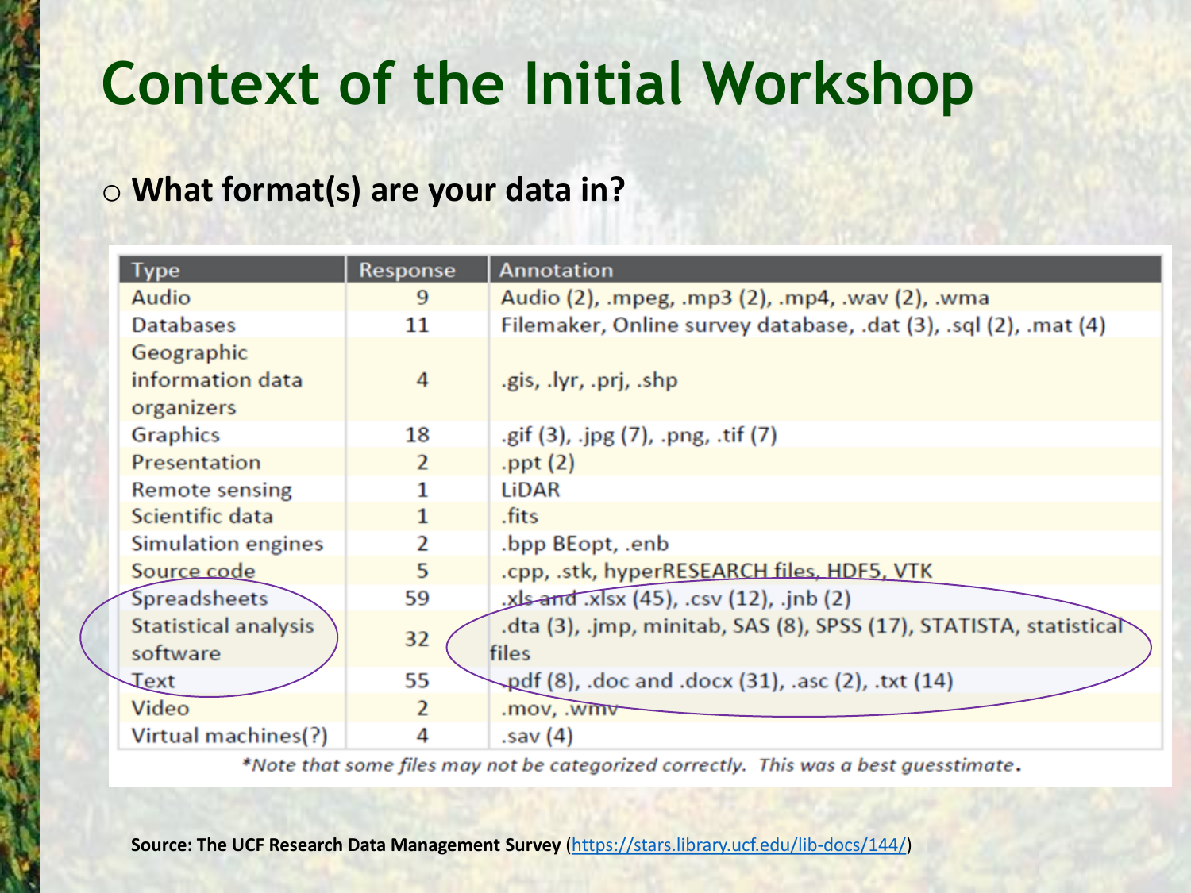# Context of the Initial Workshop

- **What format(s) are your data in?**

| Type | Response | Annotation |
|---|---|---|
| Audio | 9 | Audio (2), .mpeg, .mp3 (2), .mp4, .wav (2), .wma |
| Databases | 11 | Filemaker, Online survey database, .dat (3), .sql (2), .mat (4) |
| Geographic information data organizers | 4 | .gis, .lyr, .prj, .shp |
| Graphics | 18 | .gif (3), .jpg (7), .png, .tif (7) |
| Presentation | 2 | .ppt (2) |
| Remote sensing | 1 | LiDAR |
| Scientific data | 1 | .fits |
| Simulation engines | 2 | .bpp BEopt, .enb |
| Source code | 5 | .cpp, .stk, hyperRESEARCH files, HDF5, VTK |
| Spreadsheets | 59 | .xls and .xlsx (45), .csv (12), .jnb (2) |
| Statistical analysis software | 32 | .dta (3), .jmp, minitab, SAS (8), SPSS (17), STATISTA, statistical files |
| Text | 55 | .pdf (8), .doc and .docx (31), .asc (2), .txt (14) |
| Video | 2 | .mov, .wmv |
| Virtual machines(?) | 4 | .sav (4) |

*\*Note that some files may not be categorized correctly. This was a best guesstimate.*

**Source: The UCF Research Data Management Survey** (https://stars.library.ucf.edu/lib-docs/144/)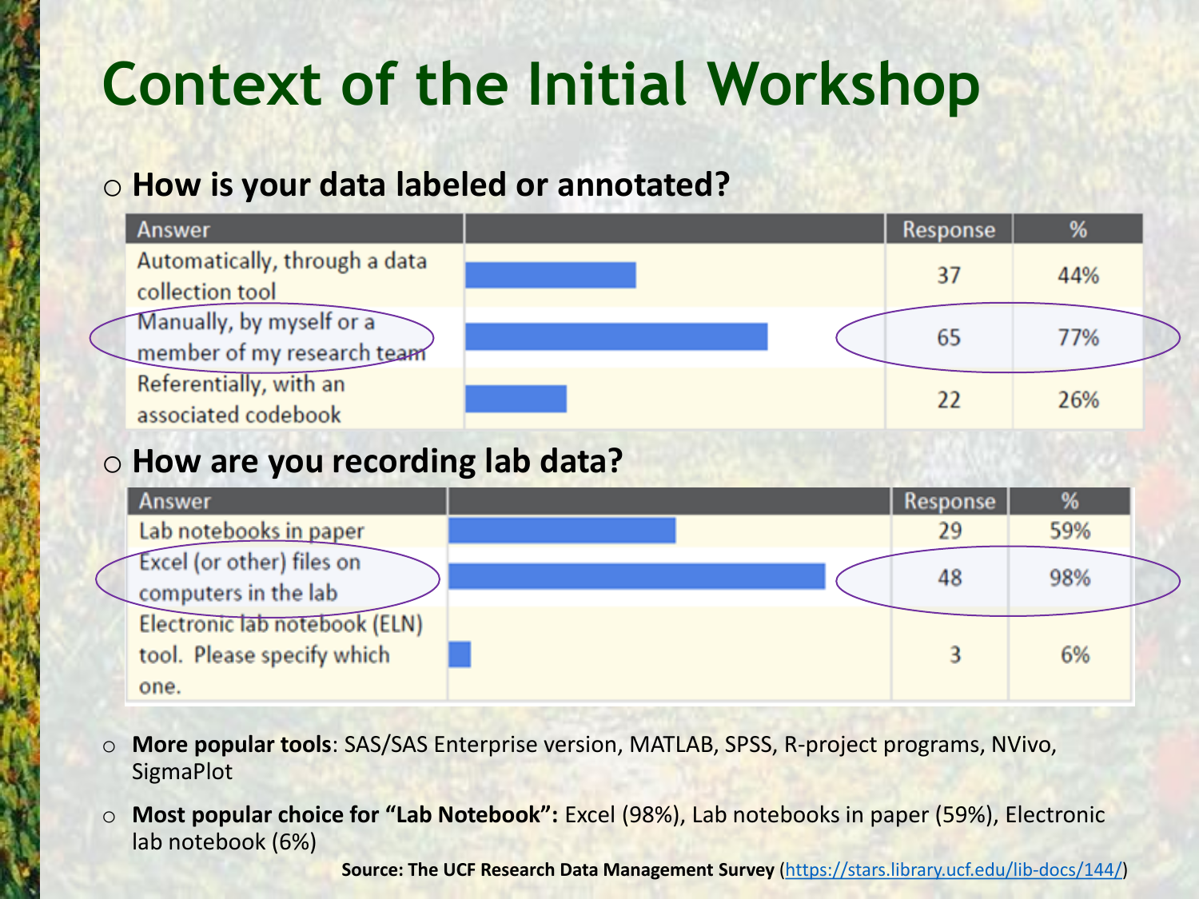# Context of the Initial Workshop

- **How is your data labeled or annotated?**

| Answer | | Response | % |
|---|---|---|---|
| Automatically, through a data collection tool | | 37 | 44% |
| Manually, by myself or a member of my research team | | 65 | 77% |
| Referentially, with an associated codebook | | 22 | 26% |

- **How are you recording lab data?**

| Answer | | Response | % |
|---|---|---|---|
| Lab notebooks in paper | | 29 | 59% |
| Excel (or other) files on computers in the lab | | 48 | 98% |
| Electronic lab notebook (ELN) tool. Please specify which one. | | 3 | 6% |

- **More popular tools**: SAS/SAS Enterprise version, MATLAB, SPSS, R-project programs, NVivo, SigmaPlot
- **Most popular choice for "Lab Notebook":** Excel (98%), Lab notebooks in paper (59%), Electronic lab notebook (6%)

**Source: The UCF Research Data Management Survey** (https://stars.library.ucf.edu/lib-docs/144/)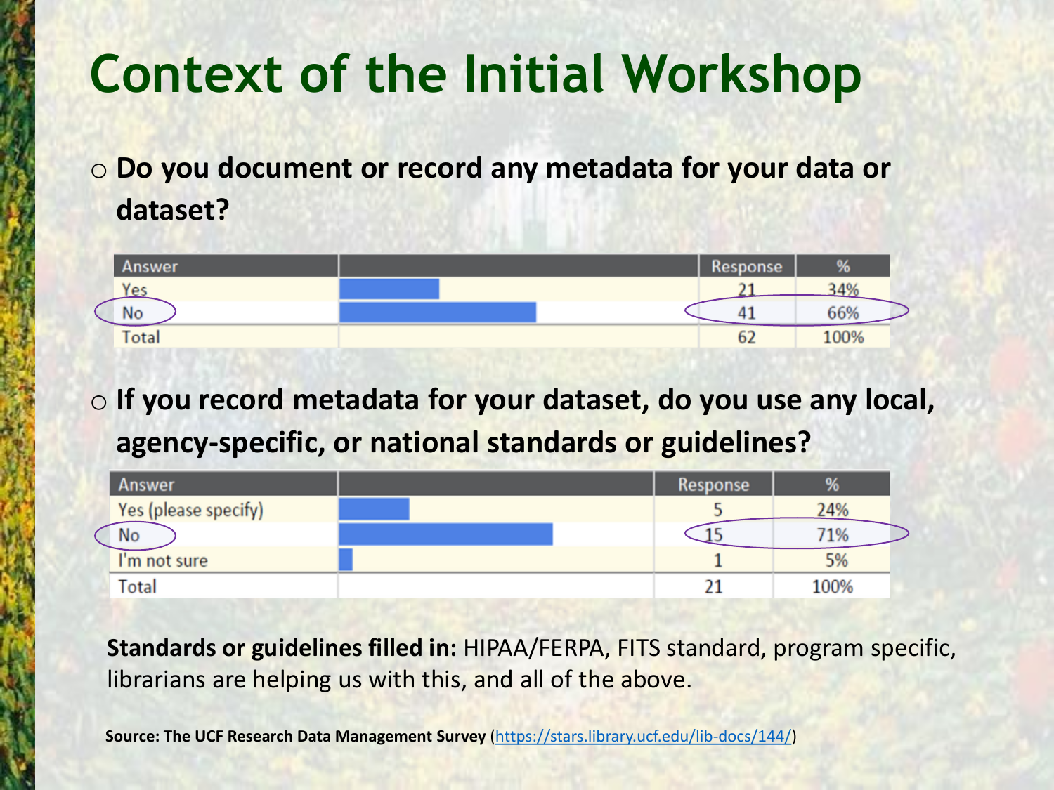# Context of the Initial Workshop

- **Do you document or record any metadata for your data or dataset?**

| Answer | | Response | % |
|---|---|---|---|
| Yes | | 21 | 34% |
| No | | 41 | 66% |
| Total | | 62 | 100% |

- **If you record metadata for your dataset, do you use any local, agency-specific, or national standards or guidelines?**

| Answer | | Response | % |
|---|---|---|---|
| Yes (please specify) | | 5 | 24% |
| No | | 15 | 71% |
| I'm not sure | | 1 | 5% |
| Total | | 21 | 100% |

**Standards or guidelines filled in:** HIPAA/FERPA, FITS standard, program specific, librarians are helping us with this, and all of the above.

**Source: The UCF Research Data Management Survey** (https://stars.library.ucf.edu/lib-docs/144/)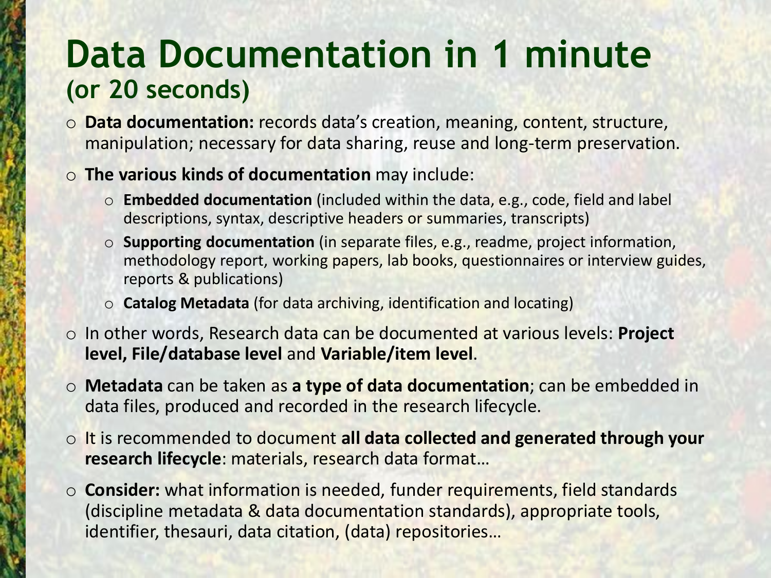# Data Documentation in 1 minute
## (or 20 seconds)

- **Data documentation:** records data's creation, meaning, content, structure, manipulation; necessary for data sharing, reuse and long-term preservation.
- **The various kinds of documentation** may include:
  - **Embedded documentation** (included within the data, e.g., code, field and label descriptions, syntax, descriptive headers or summaries, transcripts)
  - **Supporting documentation** (in separate files, e.g., readme, project information, methodology report, working papers, lab books, questionnaires or interview guides, reports & publications)
  - **Catalog Metadata** (for data archiving, identification and locating)
- In other words, Research data can be documented at various levels: **Project level, File/database level** and **Variable/item level**.
- **Metadata** can be taken as **a type of data documentation**; can be embedded in data files, produced and recorded in the research lifecycle.
- It is recommended to document **all data collected and generated through your research lifecycle**: materials, research data format…
- **Consider:** what information is needed, funder requirements, field standards (discipline metadata & data documentation standards), appropriate tools, identifier, thesauri, data citation, (data) repositories…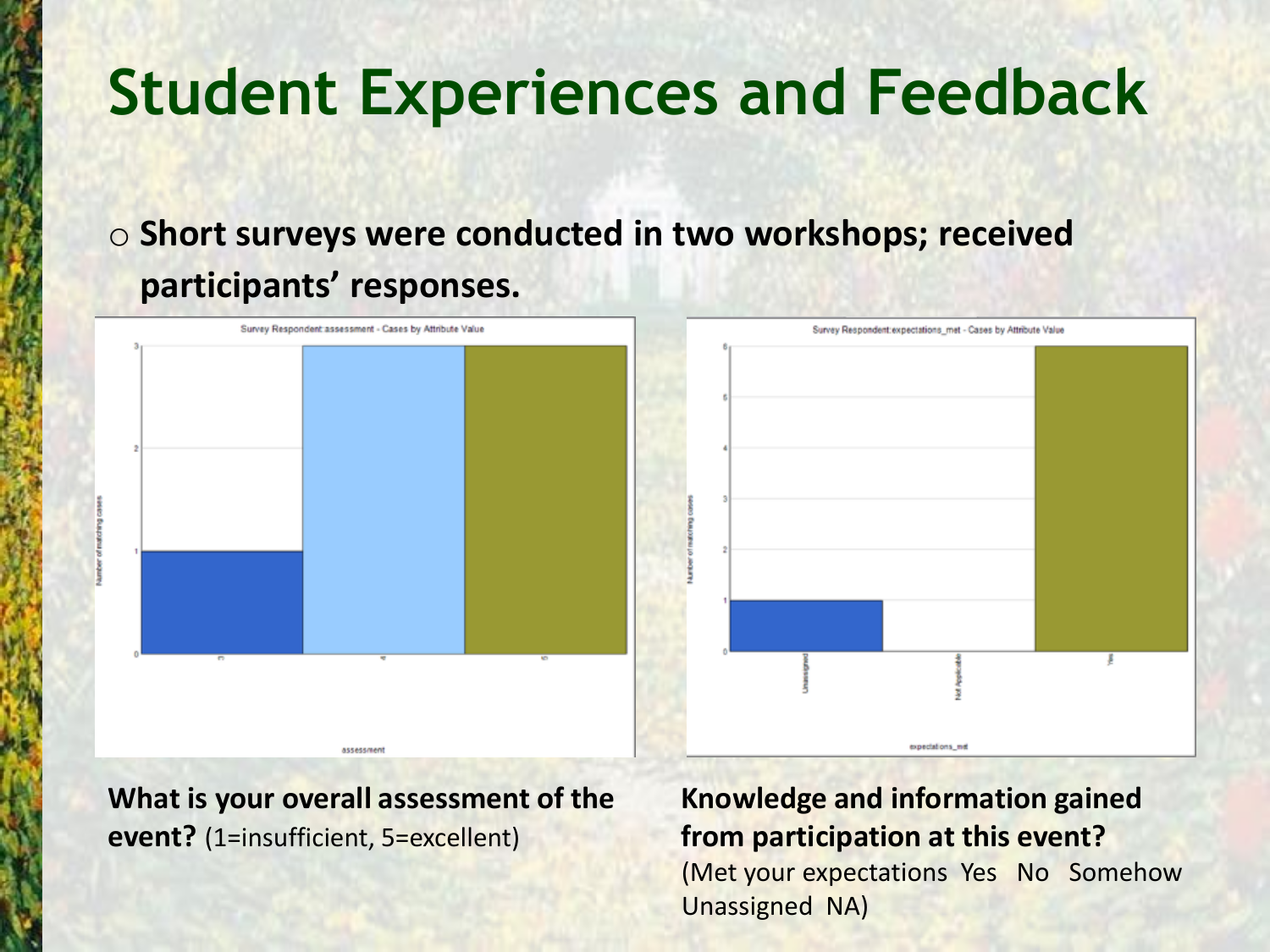# Student Experiences and Feedback

- Short surveys were conducted in two workshops; received participants' responses.

**What is your overall assessment of the event?** (1=insufficient, 5=excellent)

**Knowledge and information gained from participation at this event?** (Met your expectations Yes No Somehow Unassigned NA)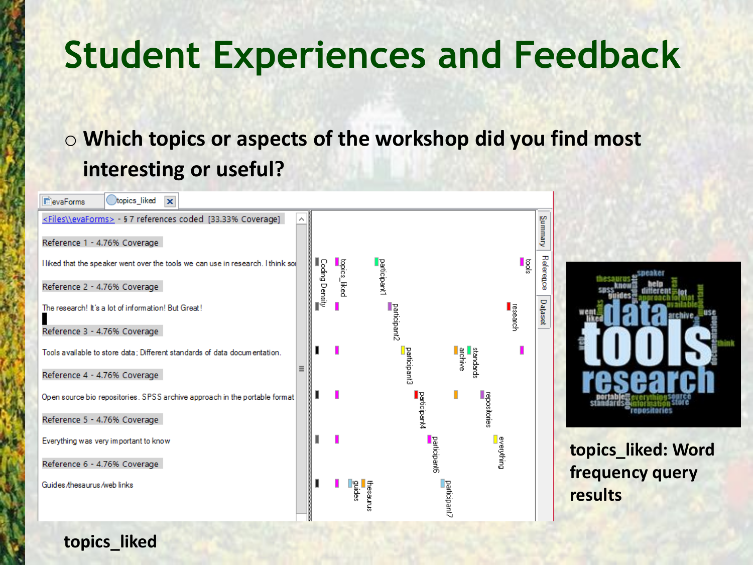# Student Experiences and Feedback

- **Which topics or aspects of the workshop did you find most interesting or useful?**

<Files\\evaFormsData> - § 7 references coded [33.33% Coverage]

Reference 1 - 4.76% Coverage

I liked that the speaker went over the tools we can use in research. I think so

Reference 2 - 4.76% Coverage

The research! It's a lot of information! But Great!

Reference 3 - 4.76% Coverage

Tools available to store data; Different standards of data documentation.

Reference 4 - 4.76% Coverage

Open source bio repositories. SPSS archive approach in the portable format

Reference 5 - 4.76% Coverage

Everything was very important to know

Reference 6 - 4.76% Coverage

Guides/thesaurus/web links

**topics_liked**

**topics_liked: Word frequency query results**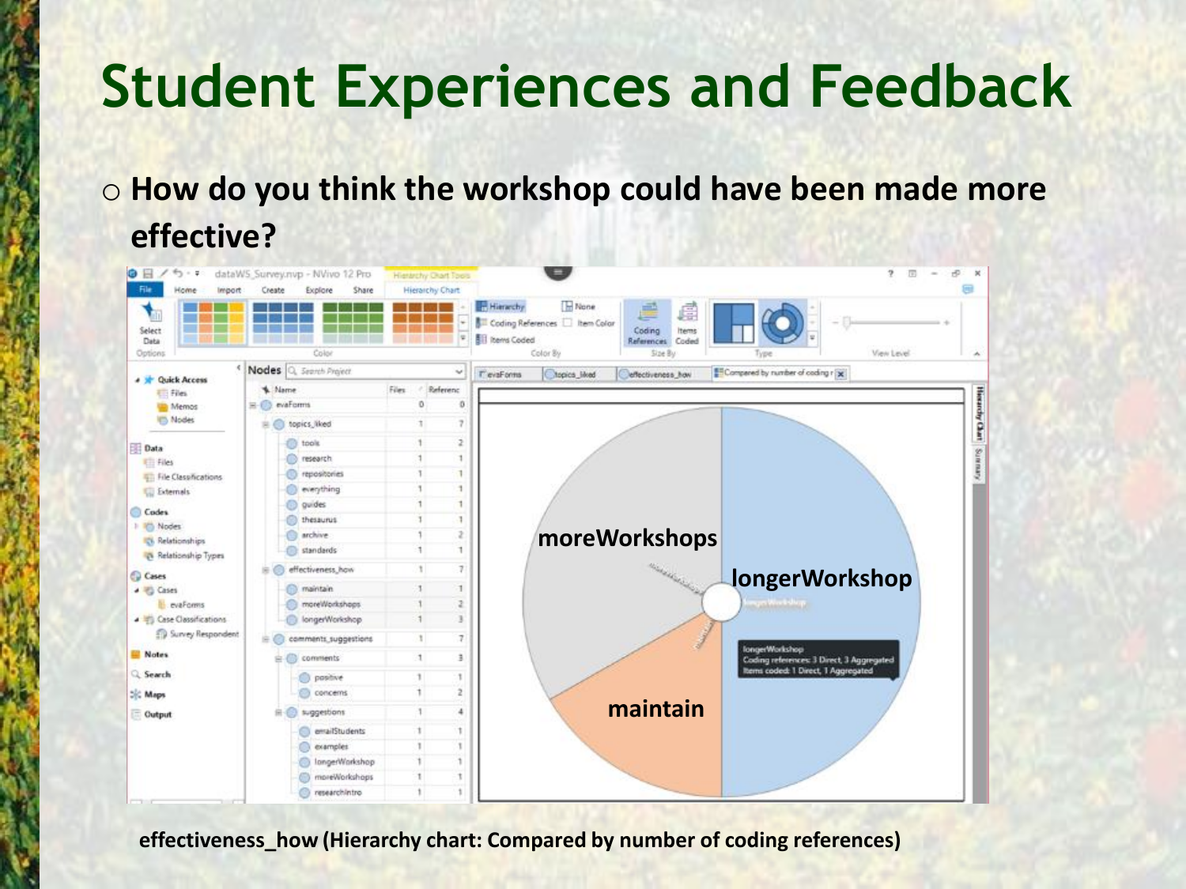# Student Experiences and Feedback

- **How do you think the workshop could have been made more effective?**

**effectiveness_how (Hierarchy chart: Compared by number of coding references)**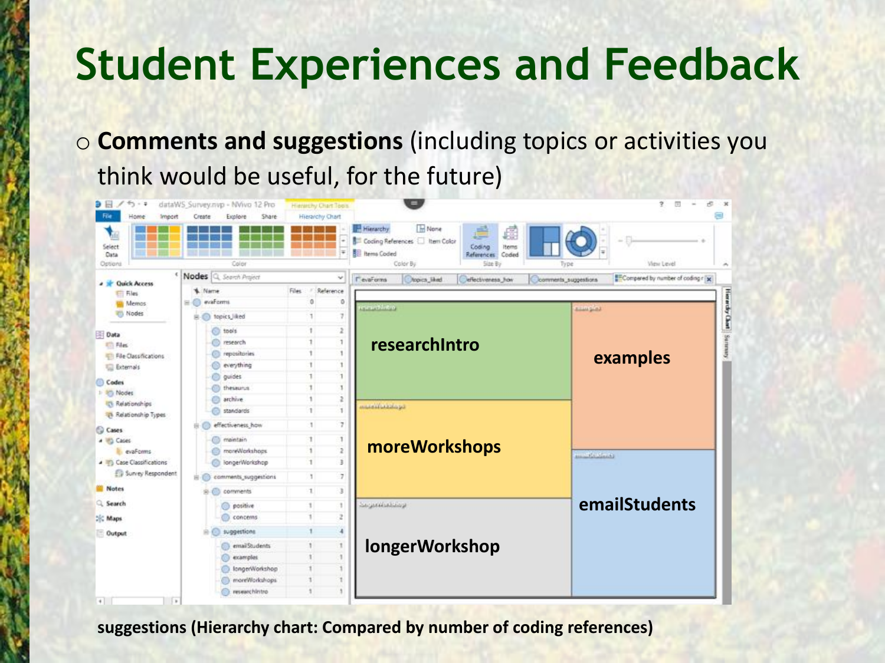# Student Experiences and Feedback

- **Comments and suggestions** (including topics or activities you think would be useful, for the future)

suggestions (Hierarchy chart: Compared by number of coding references)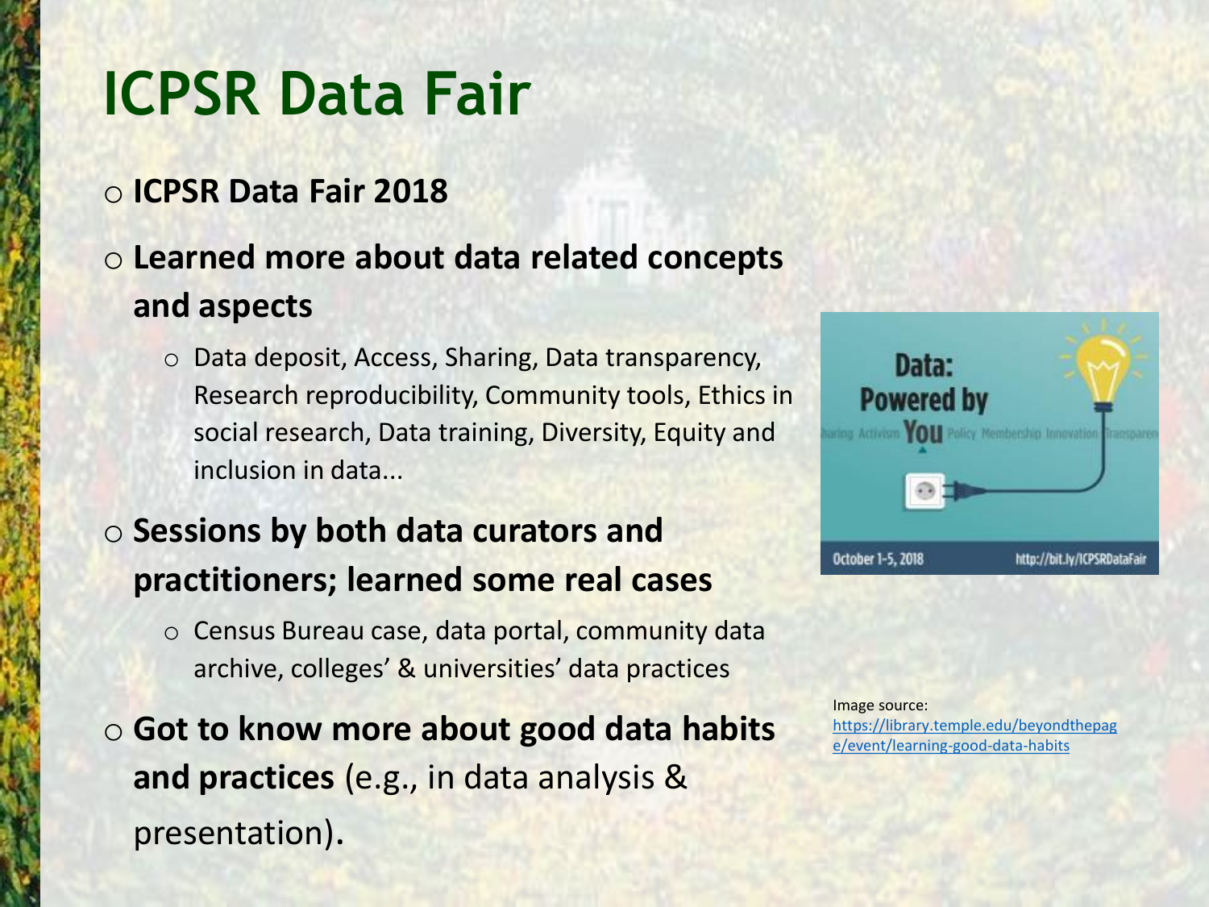# ICPSR Data Fair

- **ICPSR Data Fair 2018**
- **Learned more about data related concepts and aspects**
  - Data deposit, Access, Sharing, Data transparency, Research reproducibility, Community tools, Ethics in social research, Data training, Diversity, Equity and inclusion in data...
- **Sessions by both data curators and practitioners; learned some real cases**
  - Census Bureau case, data portal, community data archive, colleges' & universities' data practices
- **Got to know more about good data habits and practices** (e.g., in data analysis & presentation).

Image source: https://library.temple.edu/beyondthepage/event/learning-good-data-habits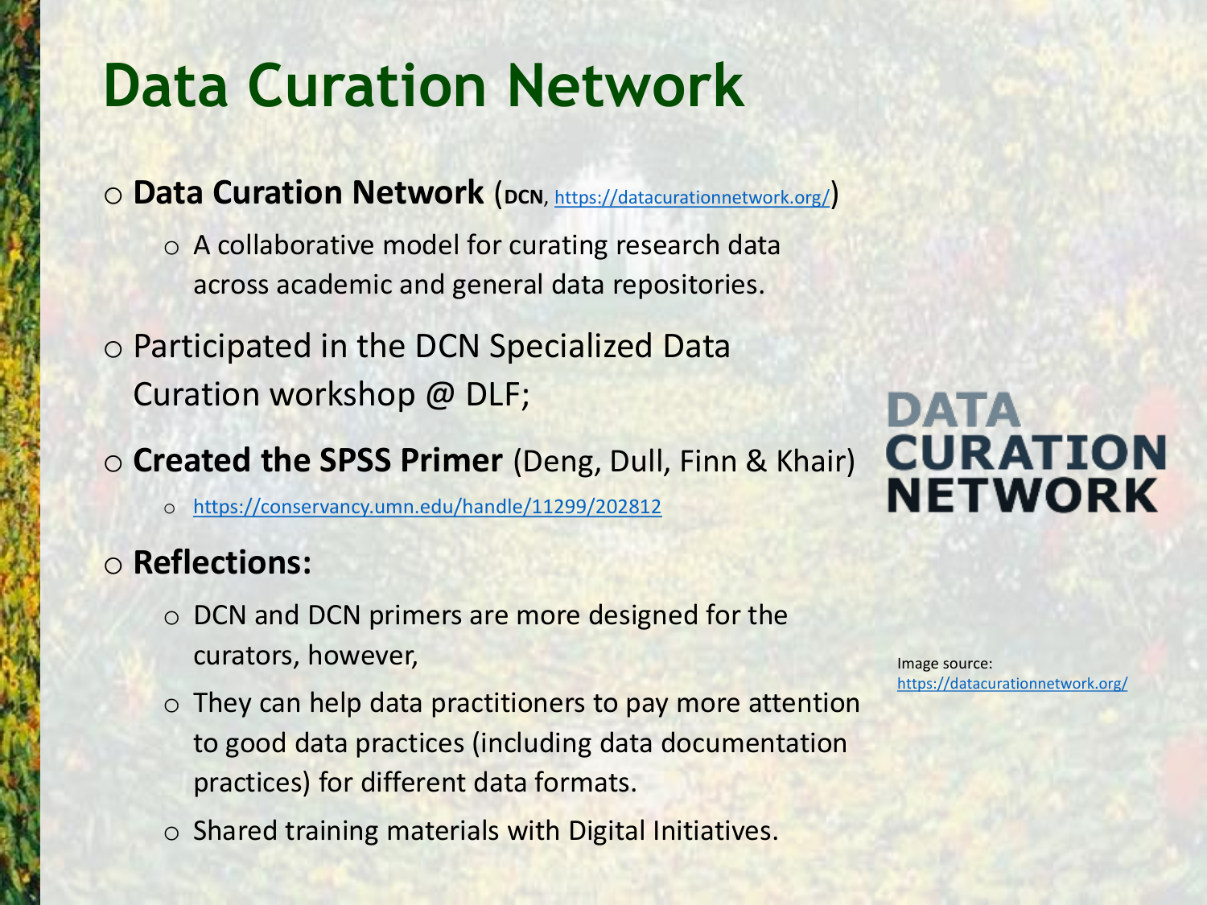# Data Curation Network

- **Data Curation Network** (**DCN**, https://datacurationnetwork.org/)
  - A collaborative model for curating research data across academic and general data repositories.
- Participated in the DCN Specialized Data Curation workshop @ DLF;
- **Created the SPSS Primer** (Deng, Dull, Finn & Khair)
  - https://conservancy.umn.edu/handle/11299/202812
- **Reflections:**
  - DCN and DCN primers are more designed for the curators, however,
  - They can help data practitioners to pay more attention to good data practices (including data documentation practices) for different data formats.
  - Shared training materials with Digital Initiatives.

DATA CURATION NETWORK

Image source: https://datacurationnetwork.org/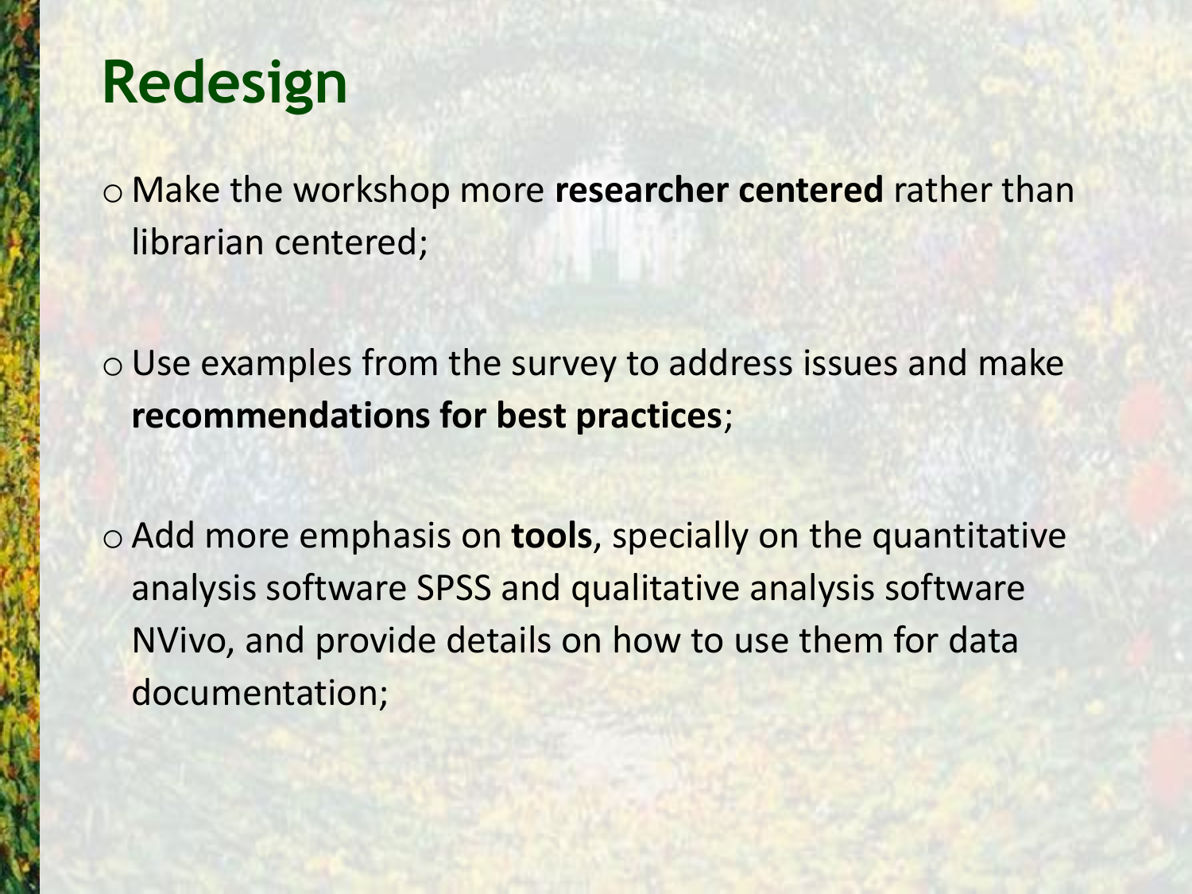# Redesign

- Make the workshop more **researcher centered** rather than librarian centered;
- Use examples from the survey to address issues and make **recommendations for best practices**;
- Add more emphasis on **tools**, specially on the quantitative analysis software SPSS and qualitative analysis software NVivo, and provide details on how to use them for data documentation;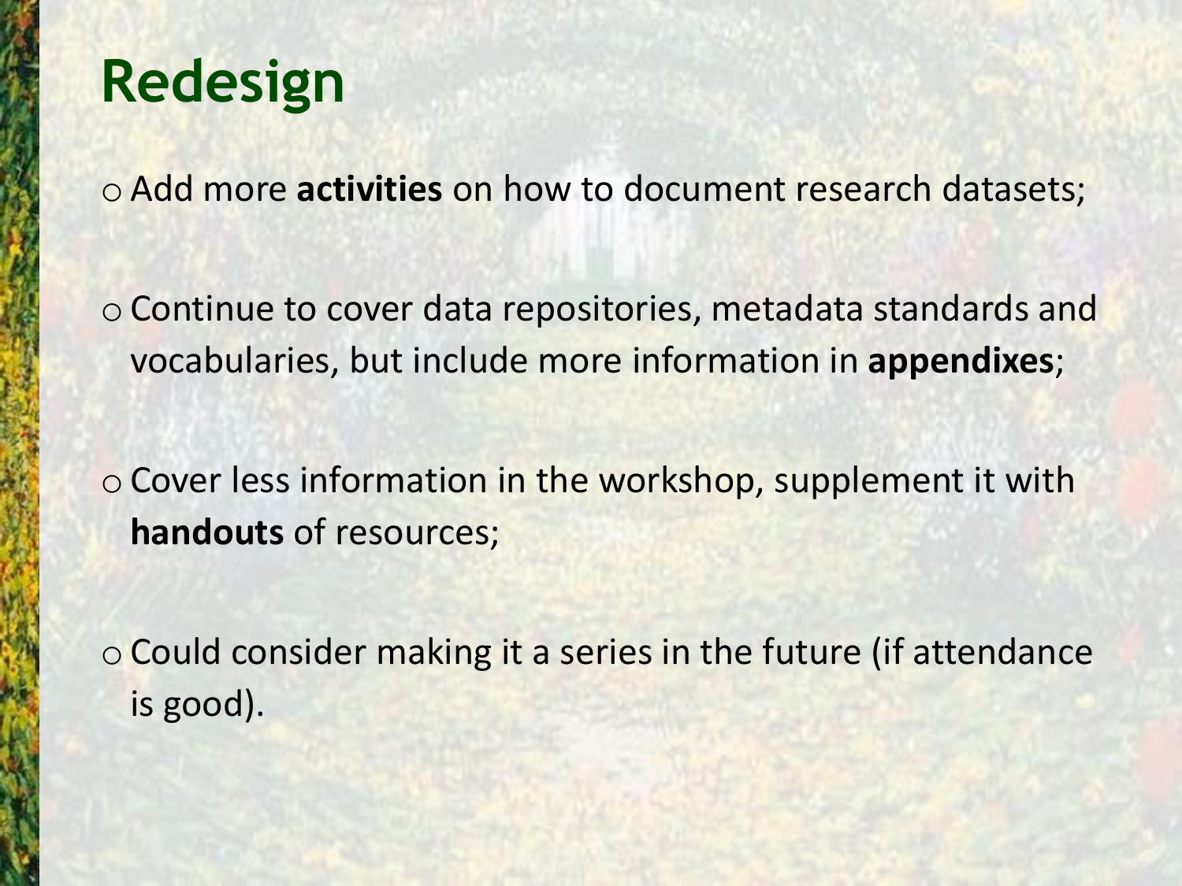# Redesign

- Add more **activities** on how to document research datasets;
- Continue to cover data repositories, metadata standards and vocabularies, but include more information in **appendixes**;
- Cover less information in the workshop, supplement it with **handouts** of resources;
- Could consider making it a series in the future (if attendance is good).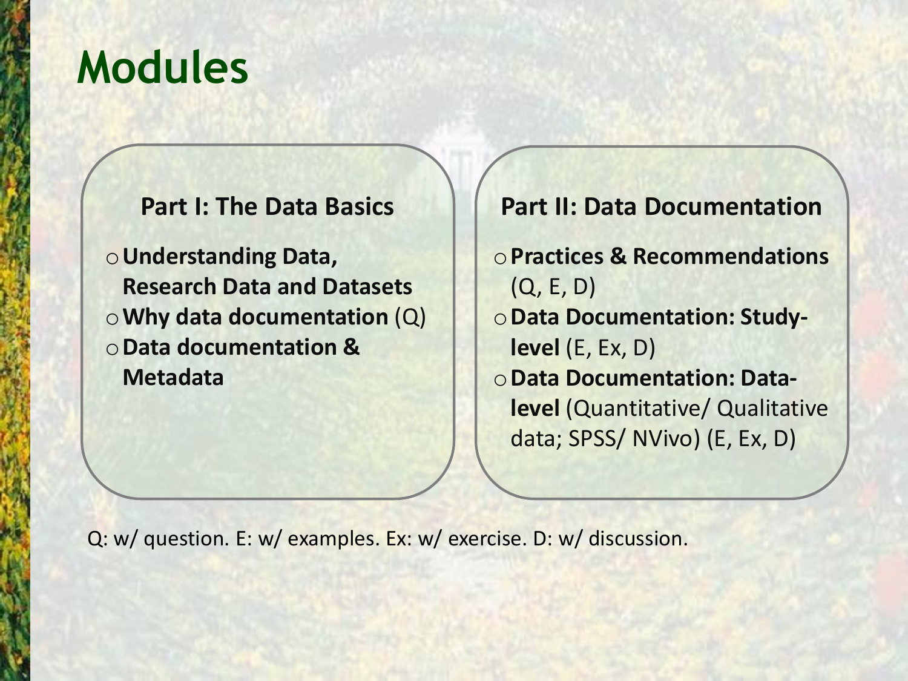# Modules

## Part I: The Data Basics

- **Understanding Data, Research Data and Datasets**
- **Why data documentation** (Q)
- **Data documentation & Metadata**

## Part II: Data Documentation

- **Practices & Recommendations** (Q, E, D)
- **Data Documentation: Study-level** (E, Ex, D)
- **Data Documentation: Data-level** (Quantitative/ Qualitative data; SPSS/ NVivo) (E, Ex, D)

Q: w/ question. E: w/ examples. Ex: w/ exercise. D: w/ discussion.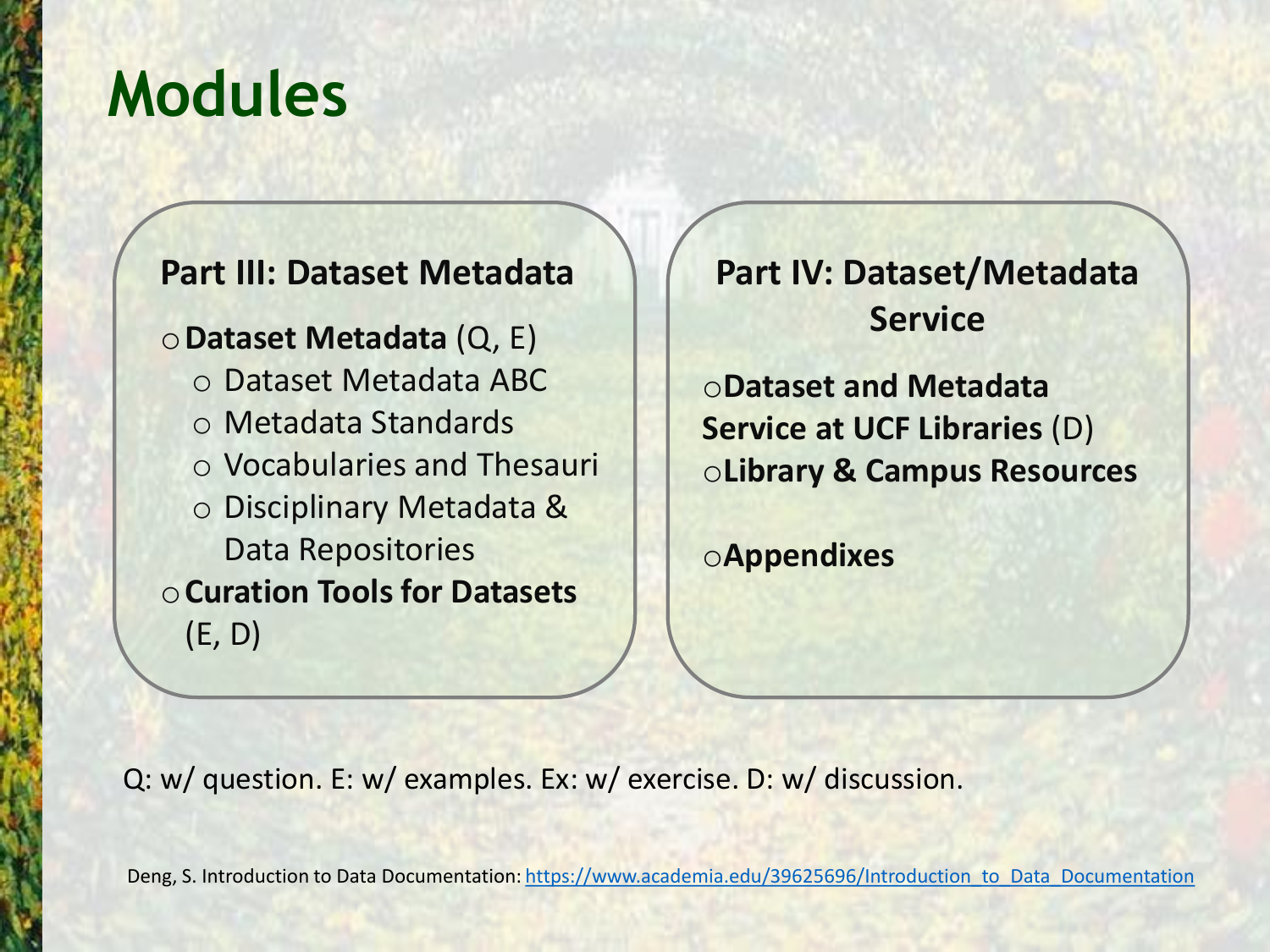# Modules

**Part III: Dataset Metadata**

- **Dataset Metadata** (Q, E)
  - Dataset Metadata ABC
  - Metadata Standards
  - Vocabularies and Thesauri
  - Disciplinary Metadata & Data Repositories
- **Curation Tools for Datasets** (E, D)

**Part IV: Dataset/Metadata Service**

- **Dataset and Metadata Service at UCF Libraries** (D)
- **Library & Campus Resources**
- **Appendixes**

Q: w/ question. E: w/ examples. Ex: w/ exercise. D: w/ discussion.

Deng, S. Introduction to Data Documentation: https://www.academia.edu/39625696/Introduction_to_Data_Documentation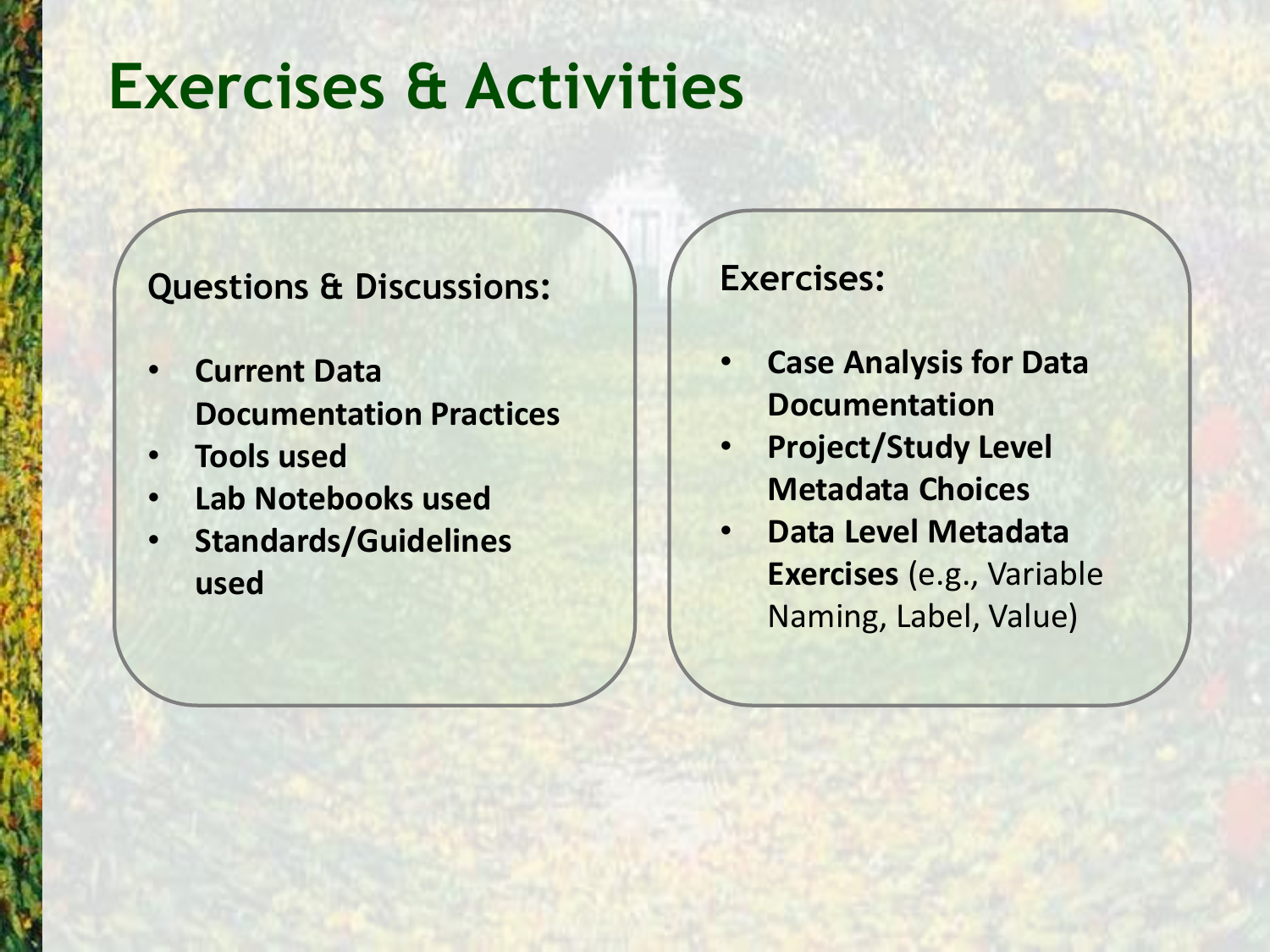# Exercises & Activities

**Questions & Discussions:**

- **Current Data Documentation Practices**
- **Tools used**
- **Lab Notebooks used**
- **Standards/Guidelines used**

**Exercises:**

- **Case Analysis for Data Documentation**
- **Project/Study Level Metadata Choices**
- **Data Level Metadata Exercises** (e.g., Variable Naming, Label, Value)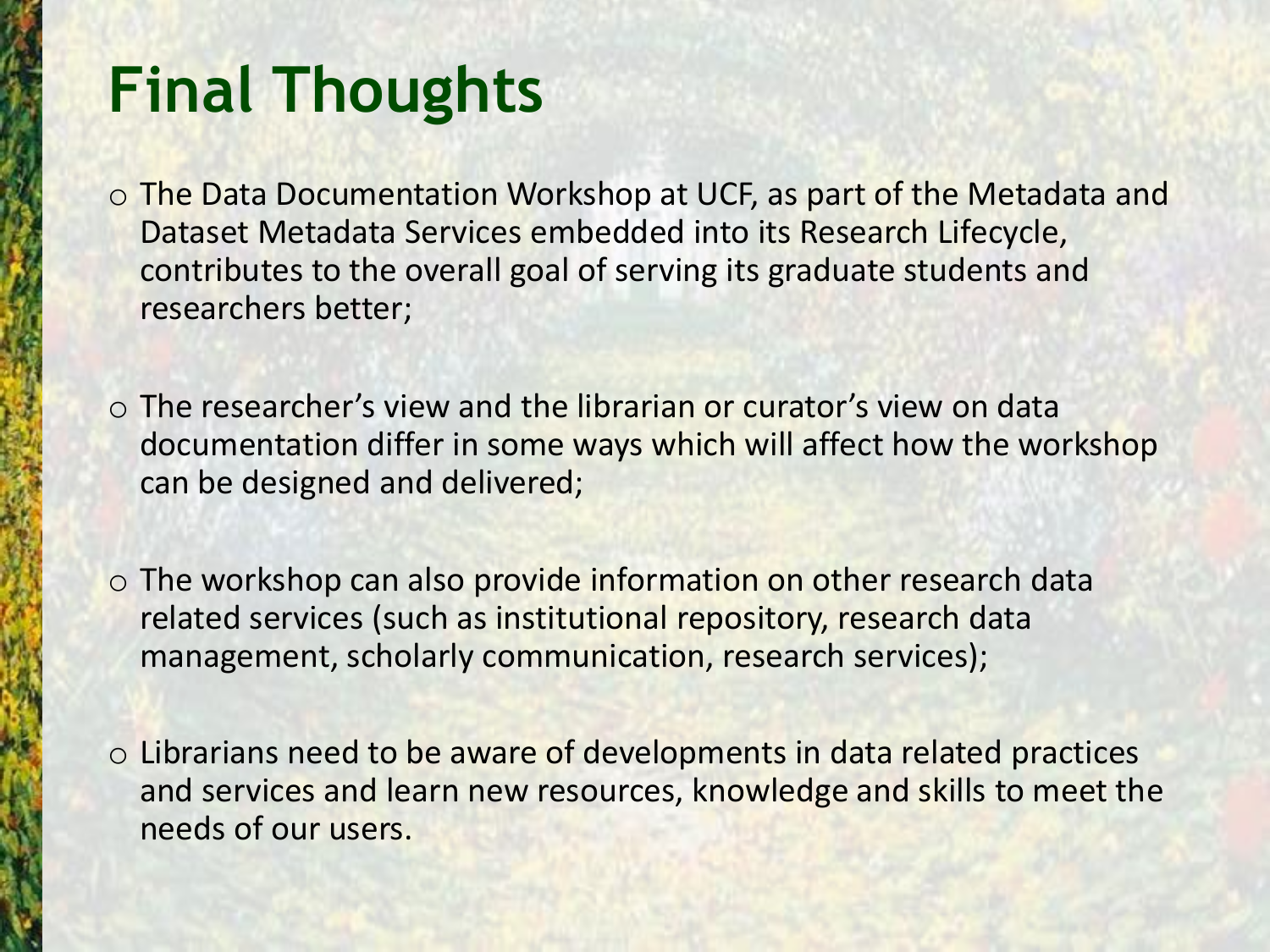# Final Thoughts

- The Data Documentation Workshop at UCF, as part of the Metadata and Dataset Metadata Services embedded into its Research Lifecycle, contributes to the overall goal of serving its graduate students and researchers better;

- The researcher's view and the librarian or curator's view on data documentation differ in some ways which will affect how the workshop can be designed and delivered;

- The workshop can also provide information on other research data related services (such as institutional repository, research data management, scholarly communication, research services);

- Librarians need to be aware of developments in data related practices and services and learn new resources, knowledge and skills to meet the needs of our users.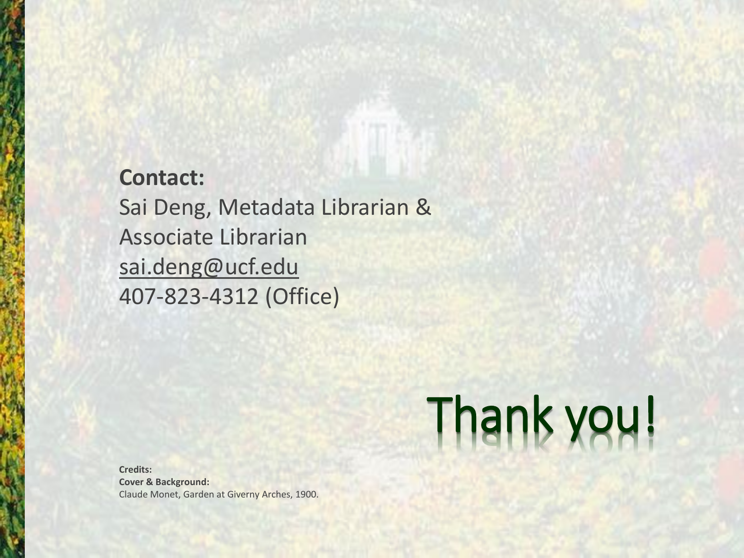**Contact:**
Sai Deng, Metadata Librarian &
Associate Librarian
sai.deng@ucf.edu
407-823-4312 (Office)

# Thank you!

**Credits:**
**Cover & Background:**
Claude Monet, Garden at Giverny Arches, 1900.